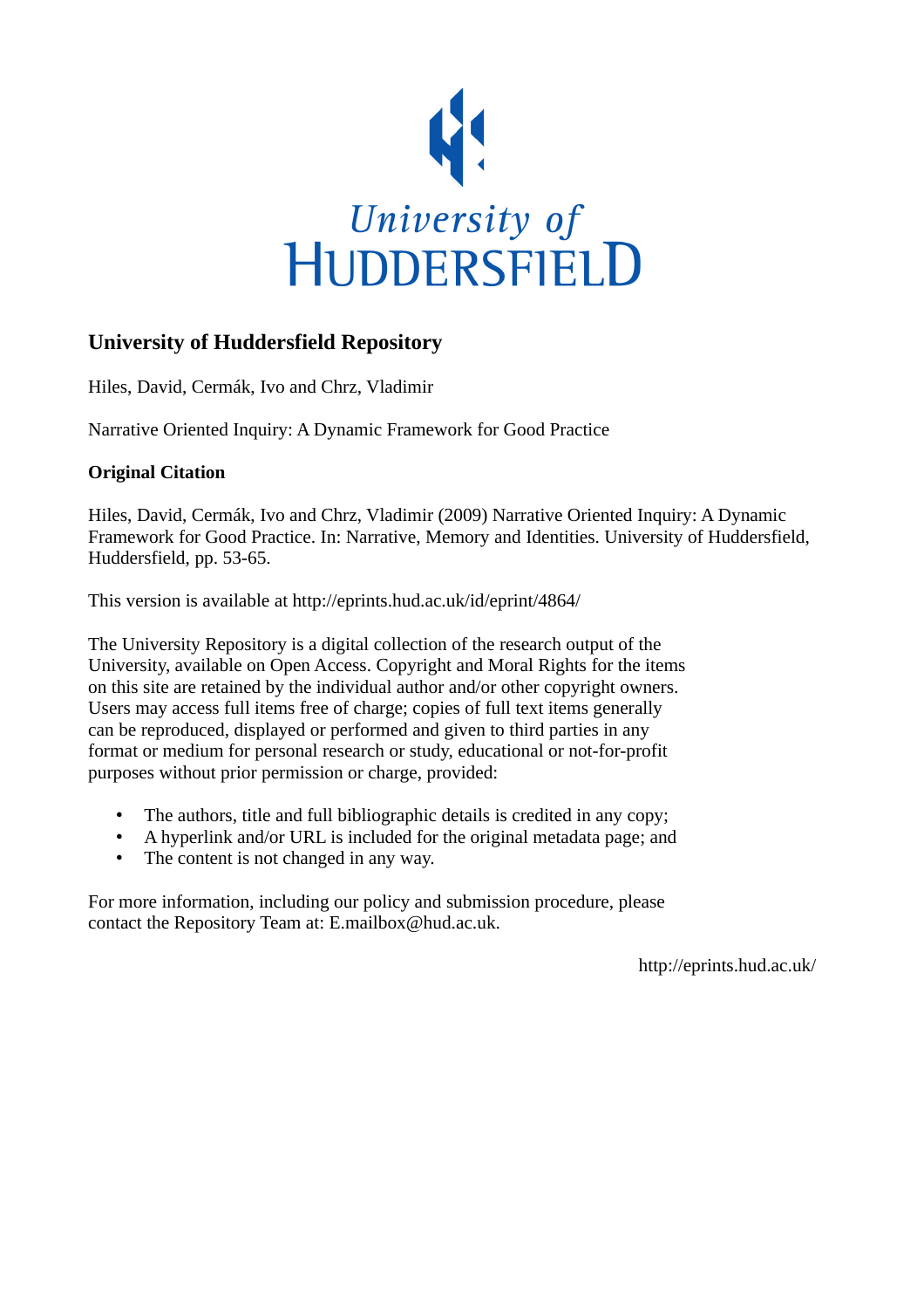# University of Huddersfield Repository

Hiles, David, Cermák, Ivo and Chrz, Vladimir

Narrative Oriented Inquiry: A Dynamic Framework for Good Practice

## Original Citation

Hiles, David, Cermák, Ivo and Chrz, Vladimir (2009) Narrative Oriented Inquiry: A Dynamic Framework for Good Practice. In: Narrative, Memory and Identities. University of Huddersfield, Huddersfield, pp. 53-65.

This version is available at http://eprints.hud.ac.uk/id/eprint/4864/

The University Repository is a digital collection of the research output of the University, available on Open Access. Copyright and Moral Rights for the items on this site are retained by the individual author and/or other copyright owners. Users may access full items free of charge; copies of full text items generally can be reproduced, displayed or performed and given to third parties in any format or medium for personal research or study, educational or not-for-profit purposes without prior permission or charge, provided:

- The authors, title and full bibliographic details is credited in any copy;
- A hyperlink and/or URL is included for the original metadata page; and
- The content is not changed in any way.

For more information, including our policy and submission procedure, please contact the Repository Team at: E.mailbox@hud.ac.uk.

http://eprints.hud.ac.uk/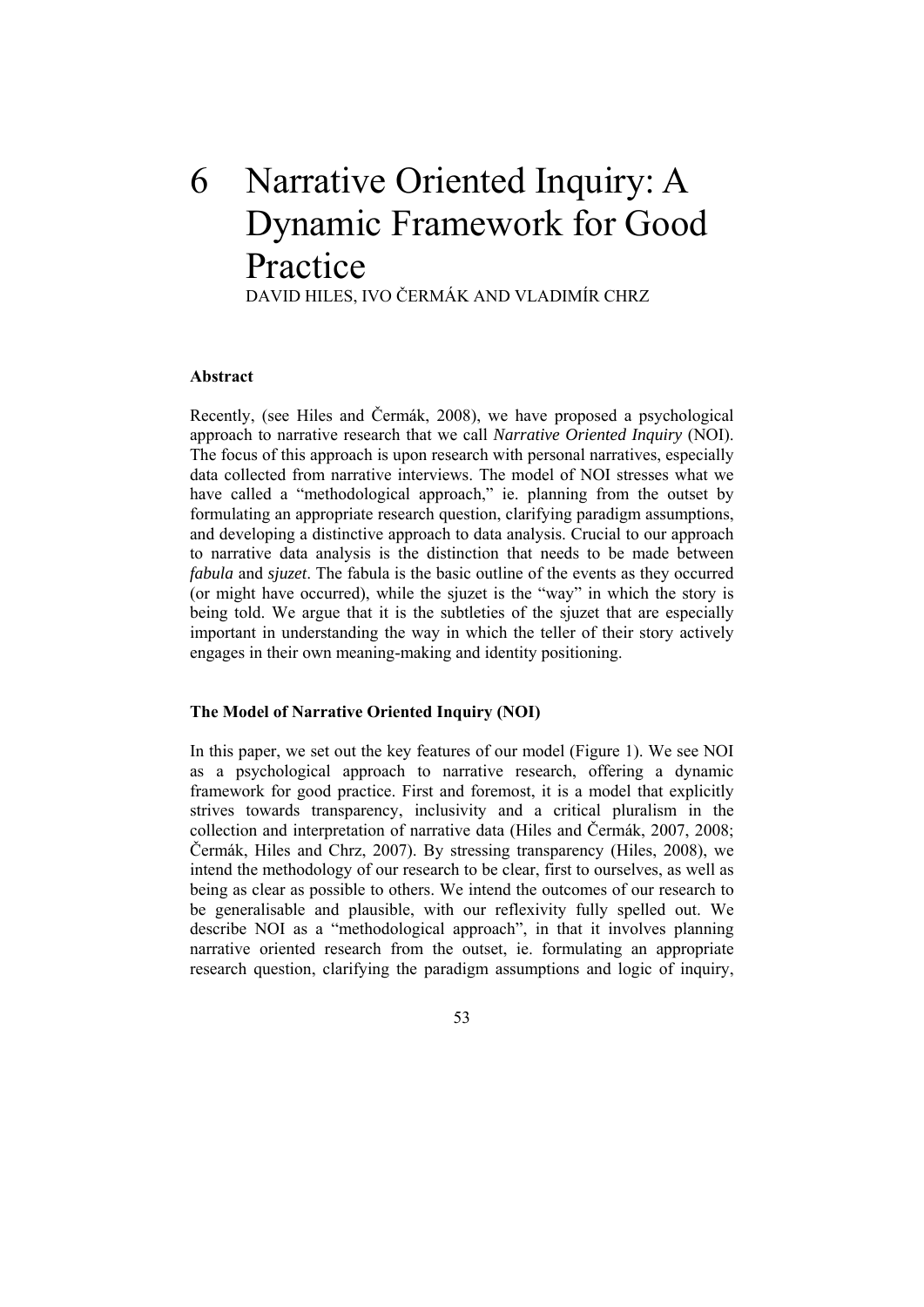# 6 Narrative Oriented Inquiry: A Dynamic Framework for Good Practice

DAVID HILES, IVO ČERMÁK AND VLADIMÍR CHRZ

### Abstract

Recently, (see Hiles and Čermák, 2008), we have proposed a psychological approach to narrative research that we call *Narrative Oriented Inquiry* (NOI). The focus of this approach is upon research with personal narratives, especially data collected from narrative interviews. The model of NOI stresses what we have called a "methodological approach," ie. planning from the outset by formulating an appropriate research question, clarifying paradigm assumptions, and developing a distinctive approach to data analysis. Crucial to our approach to narrative data analysis is the distinction that needs to be made between ***fabula*** and *sjuzet*. The fabula is the basic outline of the events as they occurred (or might have occurred), while the sjuzet is the "way" in which the story is being told. We argue that it is the subtleties of the sjuzet that are especially important in understanding the way in which the teller of their story actively engages in their own meaning-making and identity positioning.

### The Model of Narrative Oriented Inquiry (NOI)

In this paper, we set out the key features of our model (Figure 1). We see NOI as a psychological approach to narrative research, offering a dynamic framework for good practice. First and foremost, it is a model that explicitly strives towards transparency, inclusivity and a critical pluralism in the collection and interpretation of narrative data (Hiles and Čermák, 2007, 2008; Čermák, Hiles and Chrz, 2007). By stressing transparency (Hiles, 2008), we intend the methodology of our research to be clear, first to ourselves, as well as being as clear as possible to others. We intend the outcomes of our research to be generalisable and plausible, with our reflexivity fully spelled out. We describe NOI as a "methodological approach", in that it involves planning narrative oriented research from the outset, ie. formulating an appropriate research question, clarifying the paradigm assumptions and logic of inquiry,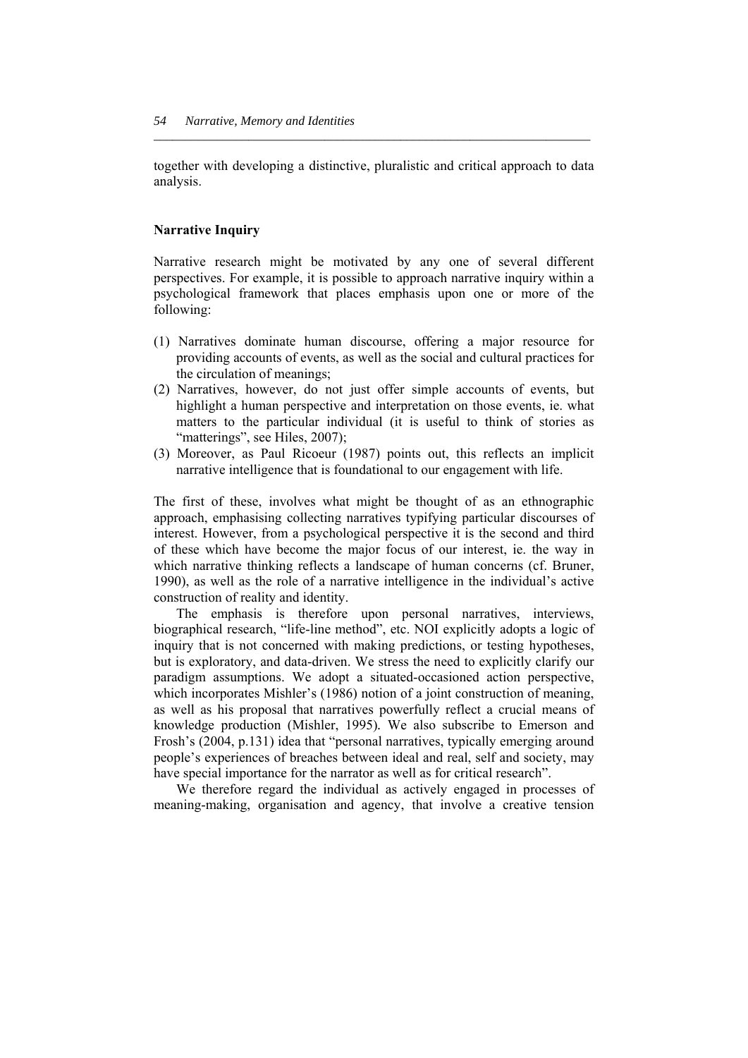together with developing a distinctive, pluralistic and critical approach to data analysis.

## Narrative Inquiry

Narrative research might be motivated by any one of several different perspectives. For example, it is possible to approach narrative inquiry within a psychological framework that places emphasis upon one or more of the following:

(1) Narratives dominate human discourse, offering a major resource for providing accounts of events, as well as the social and cultural practices for the circulation of meanings;
(2) Narratives, however, do not just offer simple accounts of events, but highlight a human perspective and interpretation on those events, ie. what matters to the particular individual (it is useful to think of stories as "matterings", see Hiles, 2007);
(3) Moreover, as Paul Ricoeur (1987) points out, this reflects an implicit narrative intelligence that is foundational to our engagement with life.

The first of these, involves what might be thought of as an ethnographic approach, emphasising collecting narratives typifying particular discourses of interest. However, from a psychological perspective it is the second and third of these which have become the major focus of our interest, ie. the way in which narrative thinking reflects a landscape of human concerns (cf. Bruner, 1990), as well as the role of a narrative intelligence in the individual's active construction of reality and identity.

The emphasis is therefore upon personal narratives, interviews, biographical research, "life-line method", etc. NOI explicitly adopts a logic of inquiry that is not concerned with making predictions, or testing hypotheses, but is exploratory, and data-driven. We stress the need to explicitly clarify our paradigm assumptions. We adopt a situated-occasioned action perspective, which incorporates Mishler's (1986) notion of a joint construction of meaning, as well as his proposal that narratives powerfully reflect a crucial means of knowledge production (Mishler, 1995). We also subscribe to Emerson and Frosh's (2004, p.131) idea that "personal narratives, typically emerging around people's experiences of breaches between ideal and real, self and society, may have special importance for the narrator as well as for critical research".

We therefore regard the individual as actively engaged in processes of meaning-making, organisation and agency, that involve a creative tension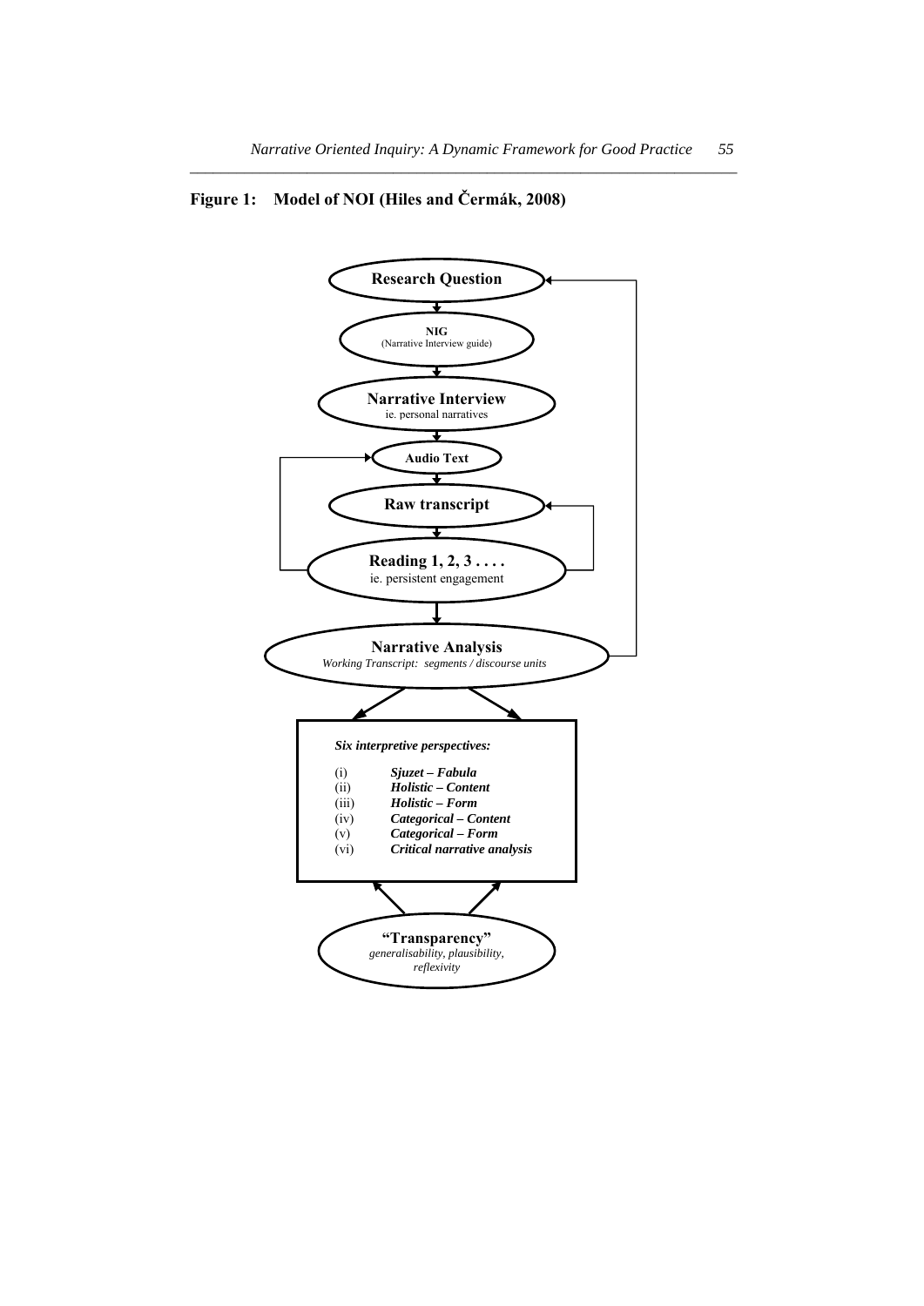**Figure 1: Model of NOI (Hiles and Čermák, 2008)**

**Research Question**

**NIG**
(Narrative Interview guide)

**Narrative Interview**
ie. personal narratives

**Audio Text**

**Raw transcript**

**Reading 1, 2, 3 . . . .**
ie. persistent engagement

**Narrative Analysis**
*Working Transcript: segments / discourse units*

*Six interpretive perspectives:*

(i) ***Sjuzet – Fabula***
(ii) ***Holistic – Content***
(iii) ***Holistic – Form***
(iv) ***Categorical – Content***
(v) ***Categorical – Form***
(vi) ***Critical narrative analysis***

**"Transparency"**
*generalisability, plausibility, reflexivity*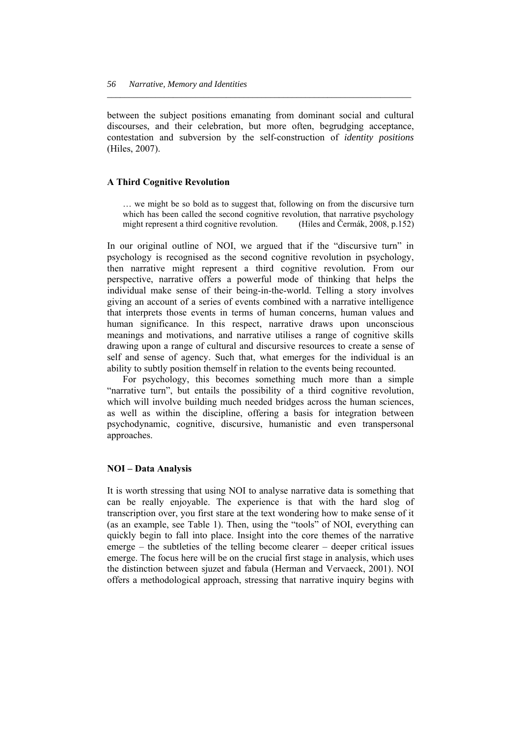between the subject positions emanating from dominant social and cultural discourses, and their celebration, but more often, begrudging acceptance, contestation and subversion by the self-construction of *identity positions* (Hiles, 2007).

**A Third Cognitive Revolution**

> … we might be so bold as to suggest that, following on from the discursive turn which has been called the second cognitive revolution, that narrative psychology might represent a third cognitive revolution. (Hiles and Čermák, 2008, p.152)

In our original outline of NOI, we argued that if the "discursive turn" in psychology is recognised as the second cognitive revolution in psychology, then narrative might represent a third cognitive revolution. From our perspective, narrative offers a powerful mode of thinking that helps the individual make sense of their being-in-the-world. Telling a story involves giving an account of a series of events combined with a narrative intelligence that interprets those events in terms of human concerns, human values and human significance. In this respect, narrative draws upon unconscious meanings and motivations, and narrative utilises a range of cognitive skills drawing upon a range of cultural and discursive resources to create a sense of self and sense of agency. Such that, what emerges for the individual is an ability to subtly position themself in relation to the events being recounted.

For psychology, this becomes something much more than a simple "narrative turn", but entails the possibility of a third cognitive revolution, which will involve building much needed bridges across the human sciences, as well as within the discipline, offering a basis for integration between psychodynamic, cognitive, discursive, humanistic and even transpersonal approaches.

**NOI – Data Analysis**

It is worth stressing that using NOI to analyse narrative data is something that can be really enjoyable. The experience is that with the hard slog of transcription over, you first stare at the text wondering how to make sense of it (as an example, see Table 1). Then, using the "tools" of NOI, everything can quickly begin to fall into place. Insight into the core themes of the narrative emerge – the subtleties of the telling become clearer – deeper critical issues emerge. The focus here will be on the crucial first stage in analysis, which uses the distinction between sjuzet and fabula (Herman and Vervaeck, 2001). NOI offers a methodological approach, stressing that narrative inquiry begins with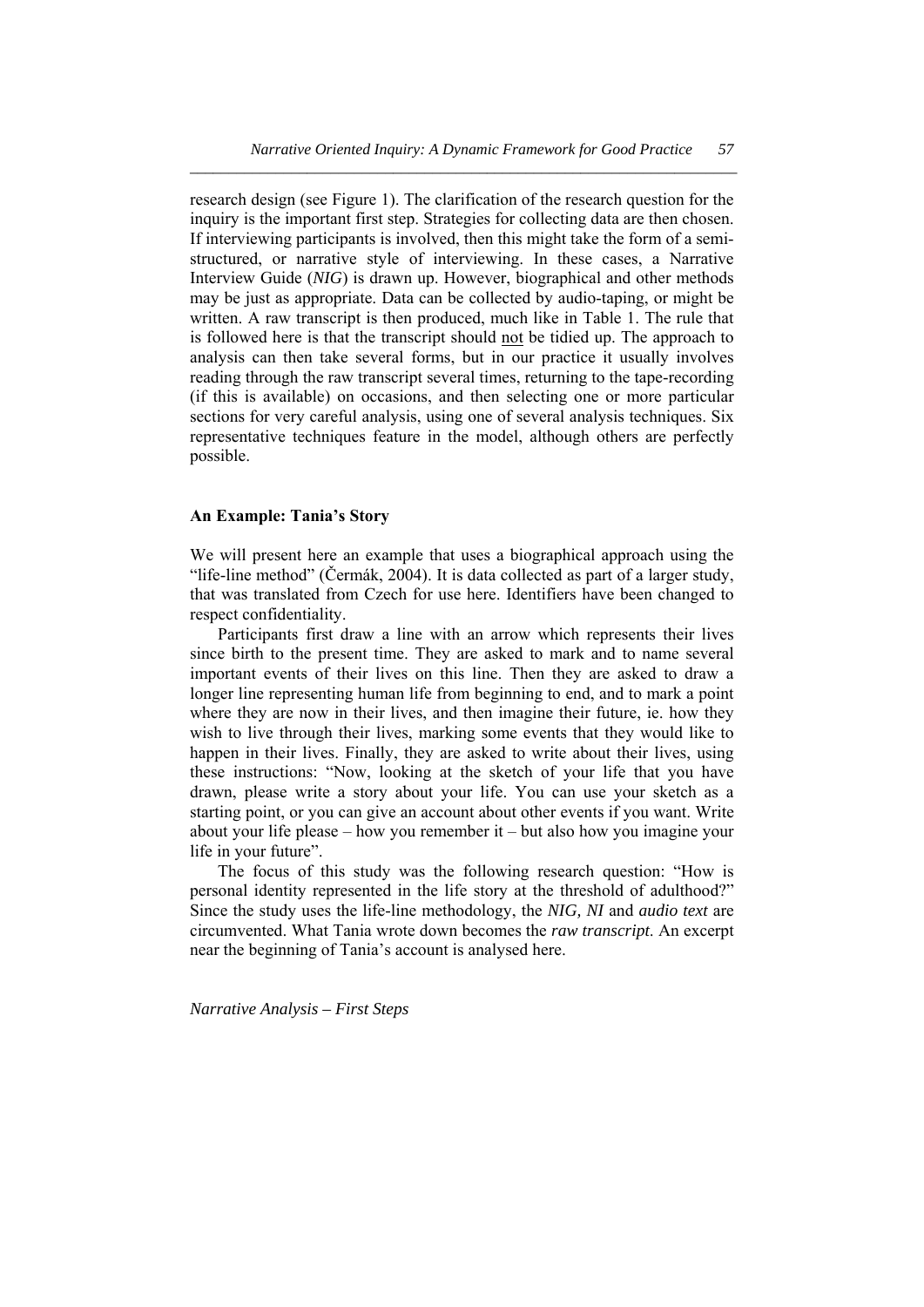research design (see Figure 1). The clarification of the research question for the inquiry is the important first step. Strategies for collecting data are then chosen. If interviewing participants is involved, then this might take the form of a semi-structured, or narrative style of interviewing. In these cases, a Narrative Interview Guide (*NIG*) is drawn up. However, biographical and other methods may be just as appropriate. Data can be collected by audio-taping, or might be written. A raw transcript is then produced, much like in Table 1. The rule that is followed here is that the transcript should <u>not</u> be tidied up. The approach to analysis can then take several forms, but in our practice it usually involves reading through the raw transcript several times, returning to the tape-recording (if this is available) on occasions, and then selecting one or more particular sections for very careful analysis, using one of several analysis techniques. Six representative techniques feature in the model, although others are perfectly possible.

### An Example: Tania's Story

We will present here an example that uses a biographical approach using the "life-line method" (Čermák, 2004). It is data collected as part of a larger study, that was translated from Czech for use here. Identifiers have been changed to respect confidentiality.

Participants first draw a line with an arrow which represents their lives since birth to the present time. They are asked to mark and to name several important events of their lives on this line. Then they are asked to draw a longer line representing human life from beginning to end, and to mark a point where they are now in their lives, and then imagine their future, ie. how they wish to live through their lives, marking some events that they would like to happen in their lives. Finally, they are asked to write about their lives, using these instructions: "Now, looking at the sketch of your life that you have drawn, please write a story about your life. You can use your sketch as a starting point, or you can give an account about other events if you want. Write about your life please – how you remember it – but also how you imagine your life in your future".

The focus of this study was the following research question: "How is personal identity represented in the life story at the threshold of adulthood?" Since the study uses the life-line methodology, the *NIG, NI* and *audio text* are circumvented. What Tania wrote down becomes the *raw transcript*. An excerpt near the beginning of Tania's account is analysed here.

#### *Narrative Analysis – First Steps*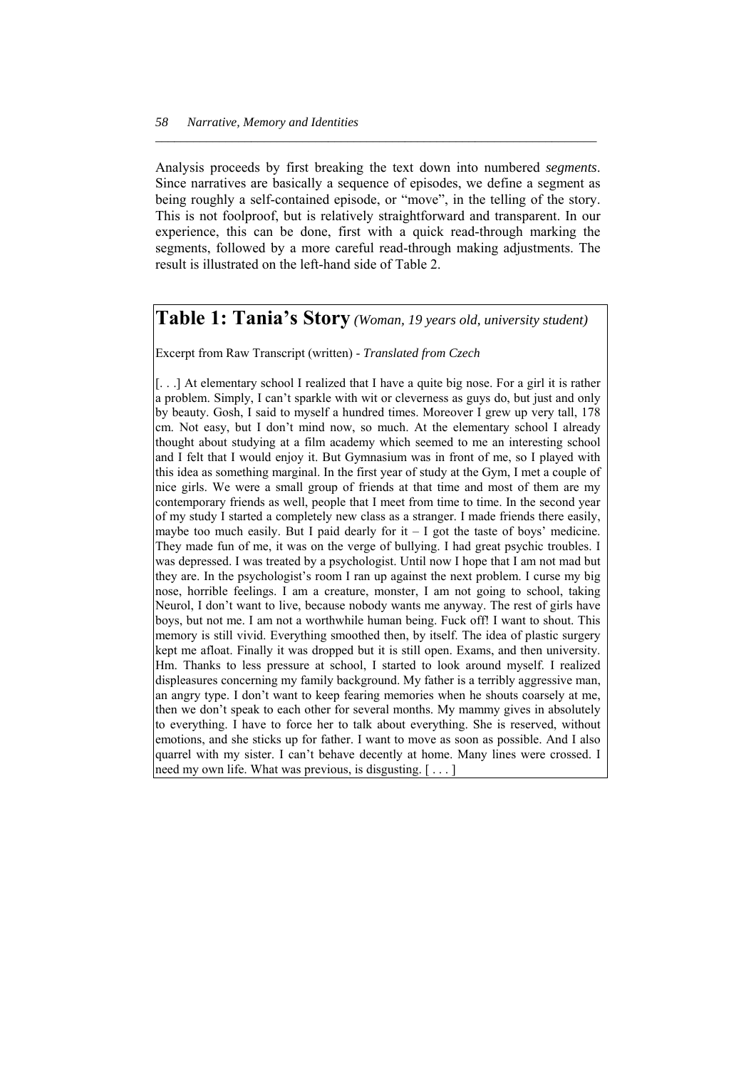Analysis proceeds by first breaking the text down into numbered *segments*. Since narratives are basically a sequence of episodes, we define a segment as being roughly a self-contained episode, or "move", in the telling of the story. This is not foolproof, but is relatively straightforward and transparent. In our experience, this can be done, first with a quick read-through marking the segments, followed by a more careful read-through making adjustments. The result is illustrated on the left-hand side of Table 2.

## Table 1: Tania's Story *(Woman, 19 years old, university student)*

Excerpt from Raw Transcript (written) - *Translated from Czech*

[. . .] At elementary school I realized that I have a quite big nose. For a girl it is rather a problem. Simply, I can't sparkle with wit or cleverness as guys do, but just and only by beauty. Gosh, I said to myself a hundred times. Moreover I grew up very tall, 178 cm. Not easy, but I don't mind now, so much. At the elementary school I already thought about studying at a film academy which seemed to me an interesting school and I felt that I would enjoy it. But Gymnasium was in front of me, so I played with this idea as something marginal. In the first year of study at the Gym, I met a couple of nice girls. We were a small group of friends at that time and most of them are my contemporary friends as well, people that I meet from time to time. In the second year of my study I started a completely new class as a stranger. I made friends there easily, maybe too much easily. But I paid dearly for it – I got the taste of boys' medicine. They made fun of me, it was on the verge of bullying. I had great psychic troubles. I was depressed. I was treated by a psychologist. Until now I hope that I am not mad but they are. In the psychologist's room I ran up against the next problem. I curse my big nose, horrible feelings. I am a creature, monster, I am not going to school, taking Neurol, I don't want to live, because nobody wants me anyway. The rest of girls have boys, but not me. I am not a worthwhile human being. Fuck off! I want to shout. This memory is still vivid. Everything smoothed then, by itself. The idea of plastic surgery kept me afloat. Finally it was dropped but it is still open. Exams, and then university. Hm. Thanks to less pressure at school, I started to look around myself. I realized displeasures concerning my family background. My father is a terribly aggressive man, an angry type. I don't want to keep fearing memories when he shouts coarsely at me, then we don't speak to each other for several months. My mammy gives in absolutely to everything. I have to force her to talk about everything. She is reserved, without emotions, and she sticks up for father. I want to move as soon as possible. And I also quarrel with my sister. I can't behave decently at home. Many lines were crossed. I need my own life. What was previous, is disgusting. [ . . . ]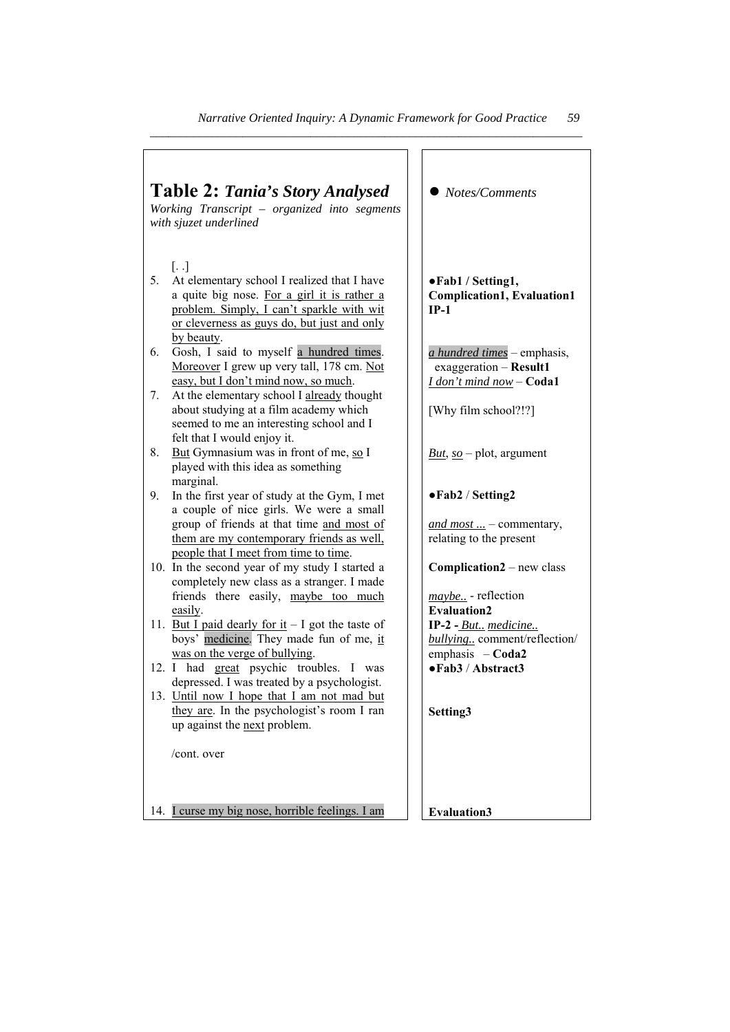**Table 2:** ***Tania's Story Analysed***

*Working Transcript – organized into segments with sjuzet underlined*

| Transcript | ● *Notes/Comments* |
|---|---|
| [. .] | |
| 5. At elementary school I realized that I have a quite big nose. <u>For a girl it is rather a problem. Simply, I can't sparkle with wit or cleverness as guys do, but just and only by beauty</u>. | **●Fab1 / Setting1, Complication1, Evaluation1 IP-1** |
| 6. Gosh, I said to myself <u>a hundred times</u>. <u>Moreover</u> I grew up very tall, 178 cm. <u>Not easy, but I don't mind now, so much</u>. | <u>*a hundred times*</u> – emphasis, exaggeration – **Result1** <u>*I don't mind now*</u> – **Coda1** |
| 7. At the elementary school I <u>already</u> thought about studying at a film academy which seemed to me an interesting school and I felt that I would enjoy it. | [Why film school?!?] |
| 8. <u>But</u> Gymnasium was in front of me, <u>so</u> I played with this idea as something marginal. | <u>*But*</u>, <u>*so*</u> – plot, argument |
| 9. In the first year of study at the Gym, I met a couple of nice girls. We were a small group of friends at that time <u>and most of them are my contemporary friends as well, people that I meet from time to time</u>. | **●Fab2** / **Setting2** <u>*and most ...*</u> – commentary, relating to the present |
| 10. In the second year of my study I started a completely new class as a stranger. I made friends there easily, <u>maybe too much easily</u>. | **Complication2** – new class <u>*maybe..*</u> - reflection **Evaluation2** |
| 11. <u>But I paid dearly for it</u> – I got the taste of boys' <u>medicine</u>. They made fun of me, <u>it was on the verge of bullying</u>. | **IP-2 -** <u>*But..*</u> <u>*medicine..*</u> <u>*bullying..*</u> comment/reflection/ emphasis – **Coda2** |
| 12. I had <u>great</u> psychic troubles. I was depressed. I was treated by a psychologist. | **●Fab3** / **Abstract3** |
| 13. <u>Until now I hope that I am not mad but they are</u>. In the psychologist's room I ran up against the <u>next</u> problem. | **Setting3** |
| /cont. over | |
| 14. <u>I curse my big nose, horrible feelings. I am</u> | **Evaluation3** |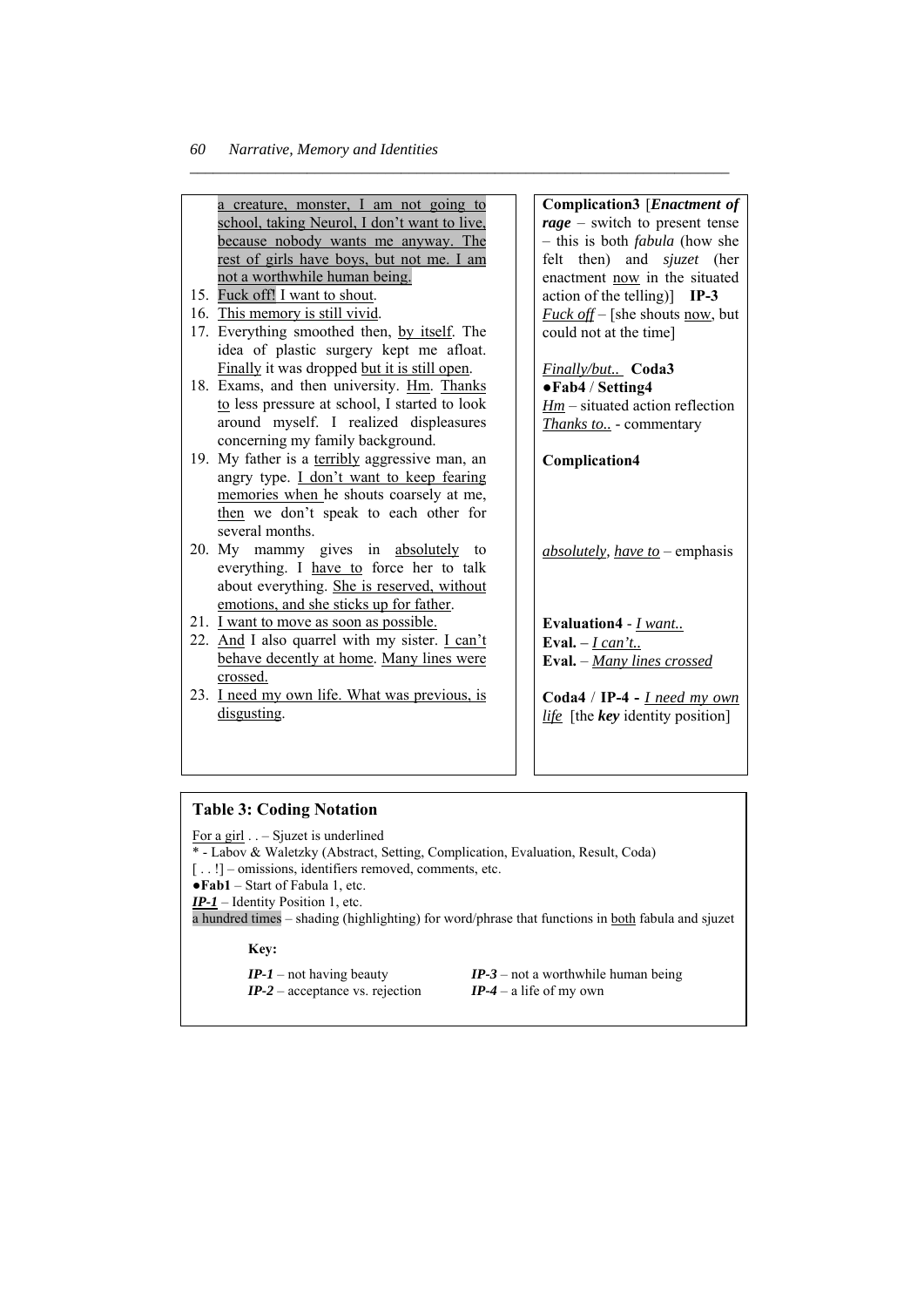| | |
|---|---|
| a creature, monster, I am not going to school, taking Neurol, I don't want to live, because nobody wants me anyway. The rest of girls have boys, but not me. I am not a worthwhile human being. | **Complication3** [***Enactment of rage*** – switch to present tense – this is both *fabula* (how she felt then) and *sjuzet* (her enactment now in the situated action of the telling)] **IP-3** |
| 15. Fuck off! I want to shout. | *Fuck off* – [she shouts now, but could not at the time] |
| 16. This memory is still vivid. | |
| 17. Everything smoothed then, by itself. The idea of plastic surgery kept me afloat. Finally it was dropped but it is still open. | *Finally/but..* **Coda3** |
| 18. Exams, and then university. Hm. Thanks to less pressure at school, I started to look around myself. I realized displeasures concerning my family background. | **●Fab4** / **Setting4** *Hm* – situated action reflection *Thanks to..* - commentary |
| 19. My father is a terribly aggressive man, an angry type. I don't want to keep fearing memories when he shouts coarsely at me, then we don't speak to each other for several months. | **Complication4** |
| 20. My mammy gives in absolutely to everything. I have to force her to talk about everything. She is reserved, without emotions, and she sticks up for father. | *absolutely*, *have to* – emphasis |
| 21. I want to move as soon as possible. | **Evaluation4** - *I want..* |
| 22. And I also quarrel with my sister. I can't behave decently at home. Many lines were crossed. | **Eval.** – *I can't..* **Eval.** – *Many lines crossed* |
| 23. I need my own life. What was previous, is disgusting. | **Coda4** / **IP-4** - *I need my own life* [the ***key*** identity position] |

### Table 3: Coding Notation

For a girl . . – Sjuzet is underlined
* - Labov & Waletzky (Abstract, Setting, Complication, Evaluation, Result, Coda)
[ . . !] – omissions, identifiers removed, comments, etc.
**●Fab1** – Start of Fabula 1, etc.
***IP-1*** – Identity Position 1, etc.
a hundred times – shading (highlighting) for word/phrase that functions in both fabula and sjuzet

**Key:**

***IP-1*** – not having beauty
***IP-2*** – acceptance vs. rejection
***IP-3*** – not a worthwhile human being
***IP-4*** – a life of my own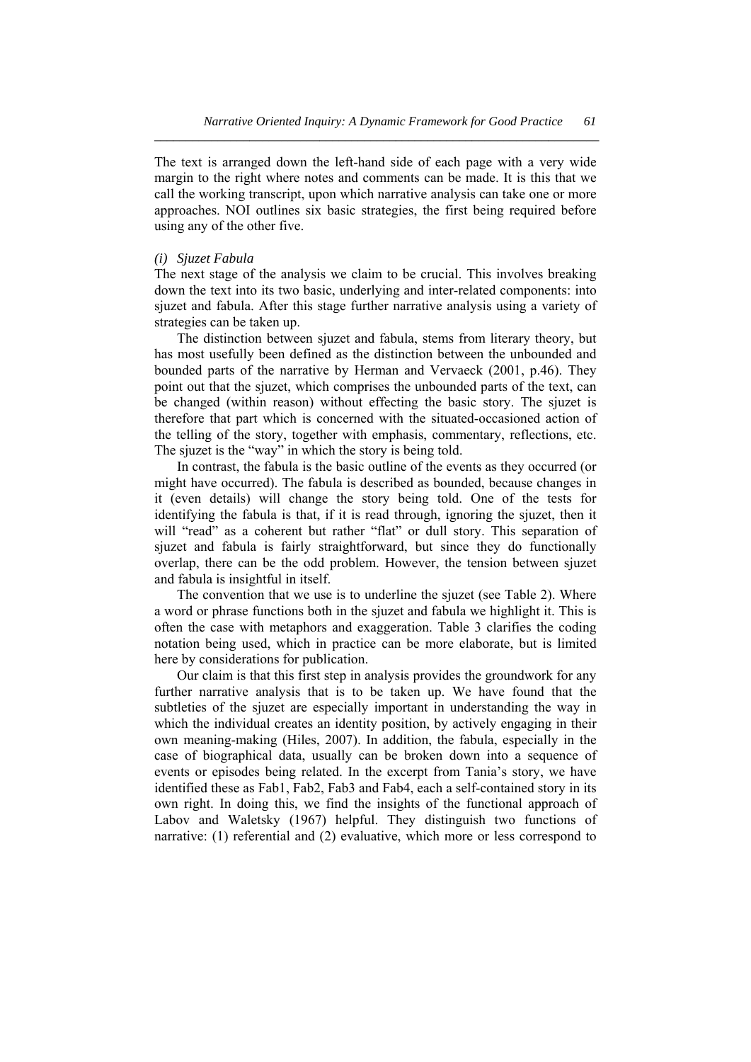The text is arranged down the left-hand side of each page with a very wide margin to the right where notes and comments can be made. It is this that we call the working transcript, upon which narrative analysis can take one or more approaches. NOI outlines six basic strategies, the first being required before using any of the other five.

*(i) Sjuzet Fabula*

The next stage of the analysis we claim to be crucial. This involves breaking down the text into its two basic, underlying and inter-related components: into sjuzet and fabula. After this stage further narrative analysis using a variety of strategies can be taken up.

The distinction between sjuzet and fabula, stems from literary theory, but has most usefully been defined as the distinction between the unbounded and bounded parts of the narrative by Herman and Vervaeck (2001, p.46). They point out that the sjuzet, which comprises the unbounded parts of the text, can be changed (within reason) without effecting the basic story. The sjuzet is therefore that part which is concerned with the situated-occasioned action of the telling of the story, together with emphasis, commentary, reflections, etc. The sjuzet is the "way" in which the story is being told.

In contrast, the fabula is the basic outline of the events as they occurred (or might have occurred). The fabula is described as bounded, because changes in it (even details) will change the story being told. One of the tests for identifying the fabula is that, if it is read through, ignoring the sjuzet, then it will "read" as a coherent but rather "flat" or dull story. This separation of sjuzet and fabula is fairly straightforward, but since they do functionally overlap, there can be the odd problem. However, the tension between sjuzet and fabula is insightful in itself.

The convention that we use is to underline the sjuzet (see Table 2). Where a word or phrase functions both in the sjuzet and fabula we highlight it. This is often the case with metaphors and exaggeration. Table 3 clarifies the coding notation being used, which in practice can be more elaborate, but is limited here by considerations for publication.

Our claim is that this first step in analysis provides the groundwork for any further narrative analysis that is to be taken up. We have found that the subtleties of the sjuzet are especially important in understanding the way in which the individual creates an identity position, by actively engaging in their own meaning-making (Hiles, 2007). In addition, the fabula, especially in the case of biographical data, usually can be broken down into a sequence of events or episodes being related. In the excerpt from Tania's story, we have identified these as Fab1, Fab2, Fab3 and Fab4, each a self-contained story in its own right. In doing this, we find the insights of the functional approach of Labov and Waletsky (1967) helpful. They distinguish two functions of narrative: (1) referential and (2) evaluative, which more or less correspond to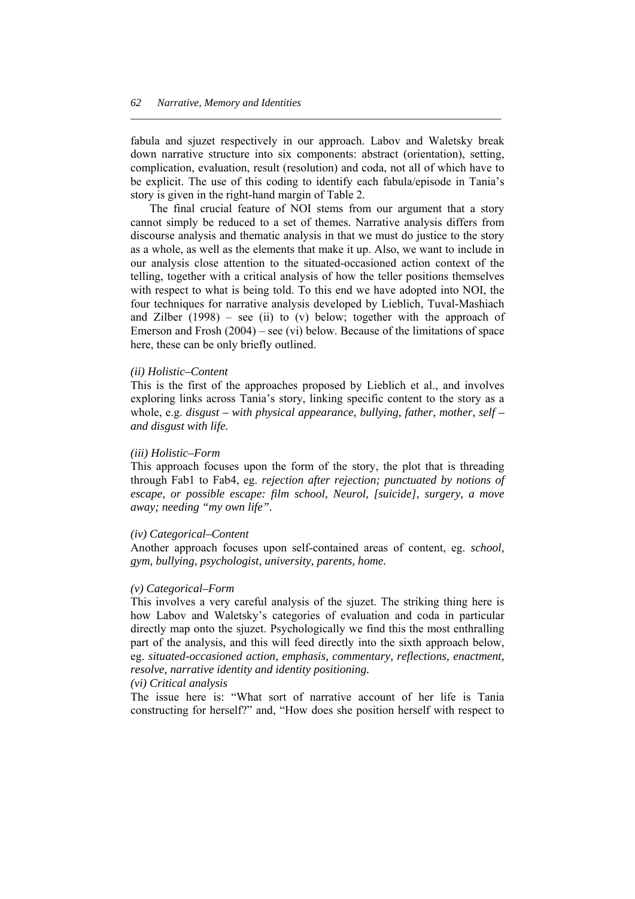fabula and sjuzet respectively in our approach. Labov and Waletsky break down narrative structure into six components: abstract (orientation), setting, complication, evaluation, result (resolution) and coda, not all of which have to be explicit. The use of this coding to identify each fabula/episode in Tania's story is given in the right-hand margin of Table 2.

The final crucial feature of NOI stems from our argument that a story cannot simply be reduced to a set of themes. Narrative analysis differs from discourse analysis and thematic analysis in that we must do justice to the story as a whole, as well as the elements that make it up. Also, we want to include in our analysis close attention to the situated-occasioned action context of the telling, together with a critical analysis of how the teller positions themselves with respect to what is being told. To this end we have adopted into NOI, the four techniques for narrative analysis developed by Lieblich, Tuval-Mashiach and Zilber (1998) – see (ii) to (v) below; together with the approach of Emerson and Frosh (2004) – see (vi) below. Because of the limitations of space here, these can be only briefly outlined.

*(ii) Holistic–Content*

This is the first of the approaches proposed by Lieblich et al., and involves exploring links across Tania's story, linking specific content to the story as a whole, e.g. *disgust – with physical appearance, bullying, father, mother, self – and disgust with life.*

*(iii) Holistic–Form*

This approach focuses upon the form of the story, the plot that is threading through Fab1 to Fab4, eg. *rejection after rejection; punctuated by notions of escape, or possible escape: film school, Neurol, [suicide], surgery, a move away; needing "my own life".*

*(iv) Categorical–Content*

Another approach focuses upon self-contained areas of content, eg. *school, gym, bullying, psychologist, university, parents, home.*

*(v) Categorical–Form*

This involves a very careful analysis of the sjuzet. The striking thing here is how Labov and Waletsky's categories of evaluation and coda in particular directly map onto the sjuzet. Psychologically we find this the most enthralling part of the analysis, and this will feed directly into the sixth approach below, eg. *situated-occasioned action, emphasis, commentary, reflections, enactment, resolve, narrative identity and identity positioning.*

*(vi) Critical analysis*

The issue here is: "What sort of narrative account of her life is Tania constructing for herself?" and, "How does she position herself with respect to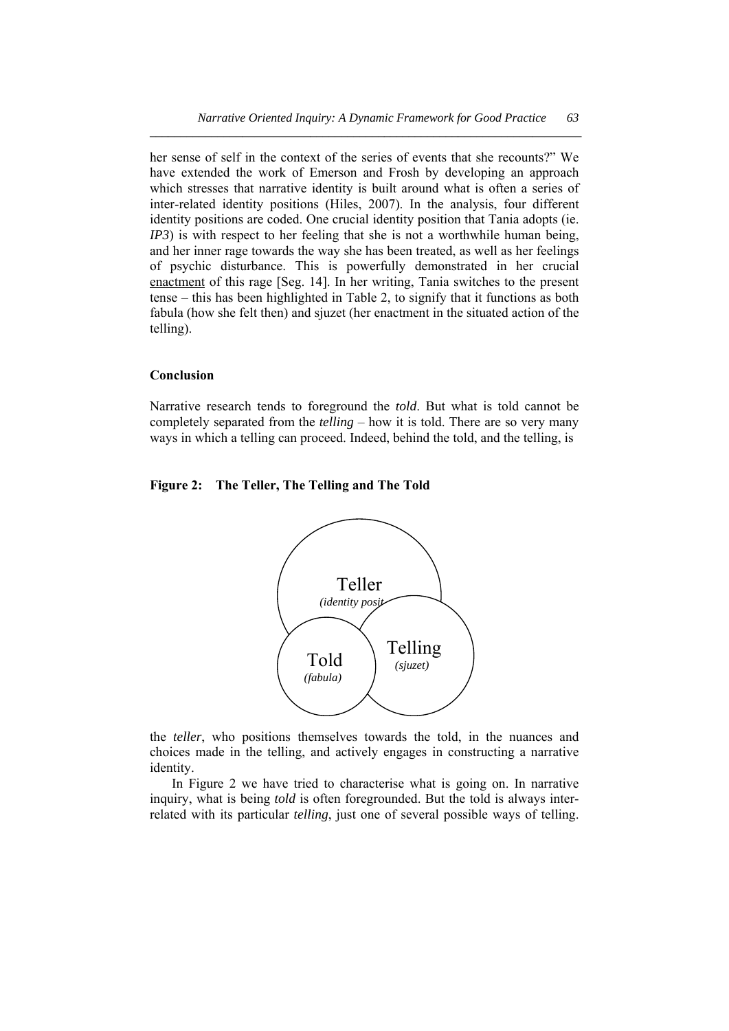her sense of self in the context of the series of events that she recounts?" We have extended the work of Emerson and Frosh by developing an approach which stresses that narrative identity is built around what is often a series of inter-related identity positions (Hiles, 2007). In the analysis, four different identity positions are coded. One crucial identity position that Tania adopts (ie. *IP3*) is with respect to her feeling that she is not a worthwhile human being, and her inner rage towards the way she has been treated, as well as her feelings of psychic disturbance. This is powerfully demonstrated in her crucial enactment of this rage [Seg. 14]. In her writing, Tania switches to the present tense – this has been highlighted in Table 2, to signify that it functions as both fabula (how she felt then) and sjuzet (her enactment in the situated action of the telling).

### Conclusion

Narrative research tends to foreground the *told*. But what is told cannot be completely separated from the *telling* – how it is told. There are so very many ways in which a telling can proceed. Indeed, behind the told, and the telling, is

**Figure 2: The Teller, The Telling and The Told**

Teller *(identity posit...* Told *(fabula)* Telling *(sjuzet)*

the *teller*, who positions themselves towards the told, in the nuances and choices made in the telling, and actively engages in constructing a narrative identity.

In Figure 2 we have tried to characterise what is going on. In narrative inquiry, what is being *told* is often foregrounded. But the told is always inter-related with its particular *telling*, just one of several possible ways of telling.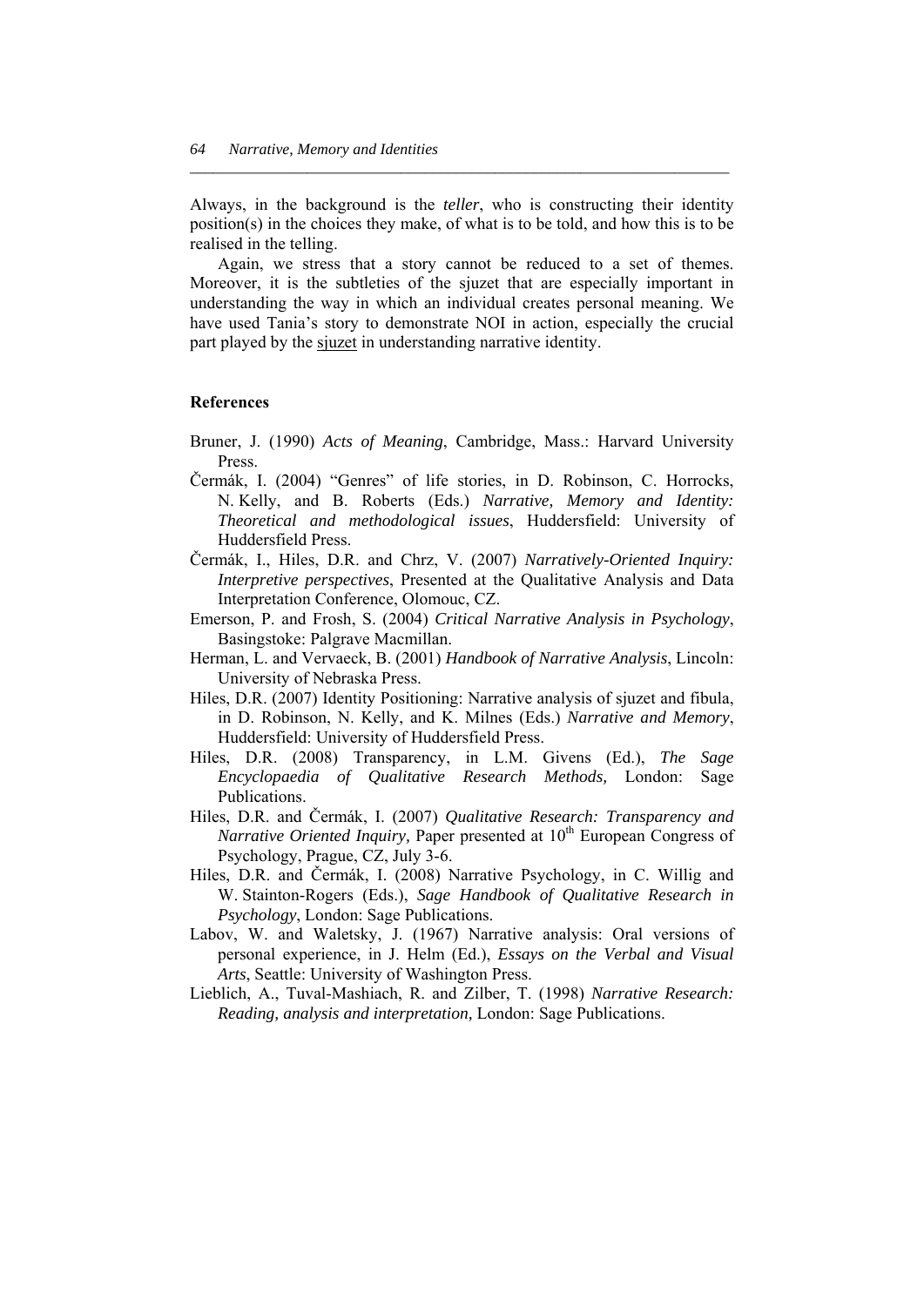Always, in the background is the *teller*, who is constructing their identity position(s) in the choices they make, of what is to be told, and how this is to be realised in the telling.

Again, we stress that a story cannot be reduced to a set of themes. Moreover, it is the subtleties of the sjuzet that are especially important in understanding the way in which an individual creates personal meaning. We have used Tania's story to demonstrate NOI in action, especially the crucial part played by the sjuzet in understanding narrative identity.

**References**

Bruner, J. (1990) *Acts of Meaning*, Cambridge, Mass.: Harvard University Press.

Čermák, I. (2004) "Genres" of life stories, in D. Robinson, C. Horrocks, N. Kelly, and B. Roberts (Eds.) *Narrative, Memory and Identity: Theoretical and methodological issues*, Huddersfield: University of Huddersfield Press.

Čermák, I., Hiles, D.R. and Chrz, V. (2007) *Narratively-Oriented Inquiry: Interpretive perspectives*, Presented at the Qualitative Analysis and Data Interpretation Conference, Olomouc, CZ.

Emerson, P. and Frosh, S. (2004) *Critical Narrative Analysis in Psychology*, Basingstoke: Palgrave Macmillan.

Herman, L. and Vervaeck, B. (2001) *Handbook of Narrative Analysis*, Lincoln: University of Nebraska Press.

Hiles, D.R. (2007) Identity Positioning: Narrative analysis of sjuzet and fibula, in D. Robinson, N. Kelly, and K. Milnes (Eds.) *Narrative and Memory*, Huddersfield: University of Huddersfield Press.

Hiles, D.R. (2008) Transparency, in L.M. Givens (Ed.), *The Sage Encyclopaedia of Qualitative Research Methods,* London: Sage Publications.

Hiles, D.R. and Čermák, I. (2007) *Qualitative Research: Transparency and Narrative Oriented Inquiry,* Paper presented at 10th European Congress of Psychology, Prague, CZ, July 3-6.

Hiles, D.R. and Čermák, I. (2008) Narrative Psychology, in C. Willig and W. Stainton-Rogers (Eds.), *Sage Handbook of Qualitative Research in Psychology*, London: Sage Publications.

Labov, W. and Waletsky, J. (1967) Narrative analysis: Oral versions of personal experience, in J. Helm (Ed.), *Essays on the Verbal and Visual Arts*, Seattle: University of Washington Press.

Lieblich, A., Tuval-Mashiach, R. and Zilber, T. (1998) *Narrative Research: Reading, analysis and interpretation,* London: Sage Publications.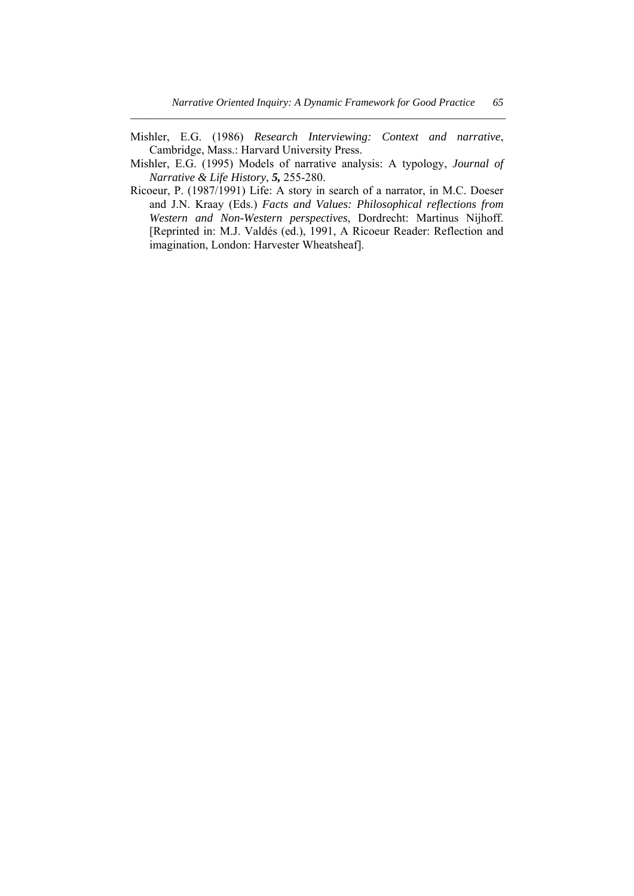Mishler, E.G. (1986) *Research Interviewing: Context and narrative*, Cambridge, Mass.: Harvard University Press.

Mishler, E.G. (1995) Models of narrative analysis: A typology, *Journal of Narrative & Life History*, ***5,*** 255-280.

Ricoeur, P. (1987/1991) Life: A story in search of a narrator, in M.C. Doeser and J.N. Kraay (Eds.) *Facts and Values: Philosophical reflections from Western and Non-Western perspectives*, Dordrecht: Martinus Nijhoff. [Reprinted in: M.J. Valdés (ed.), 1991, A Ricoeur Reader: Reflection and imagination, London: Harvester Wheatsheaf].